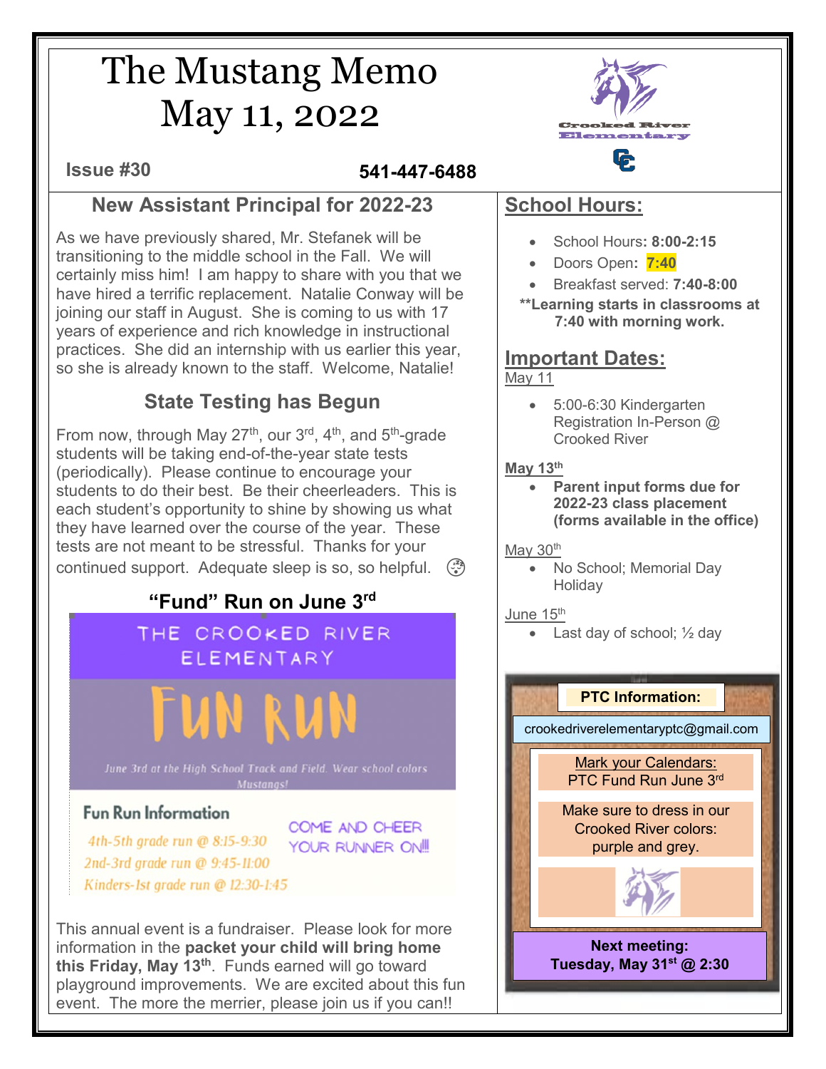# The Mustang Memo
# May 11, 2022

**Issue #30** **541-447-6488**

Crooked River Elementary

## New Assistant Principal for 2022-23

As we have previously shared, Mr. Stefanek will be transitioning to the middle school in the Fall. We will certainly miss him! I am happy to share with you that we have hired a terrific replacement. Natalie Conway will be joining our staff in August. She is coming to us with 17 years of experience and rich knowledge in instructional practices. She did an internship with us earlier this year, so she is already known to the staff. Welcome, Natalie!

## State Testing has Begun

From now, through May 27th, our 3rd, 4th, and 5th-grade students will be taking end-of-the-year state tests (periodically). Please continue to encourage your students to do their best. Be their cheerleaders. This is each student's opportunity to shine by showing us what they have learned over the course of the year. These tests are not meant to be stressful. Thanks for your continued support. Adequate sleep is so, so helpful.

## "Fund" Run on June 3rd

THE CROOKED RIVER ELEMENTARY

FUN RUN

*June 3rd at the High School Track and Field. Wear school colors Mustangs!*

**Fun Run Information**

- 4th-5th grade run @ 8:15-9:30
- 2nd-3rd grade run @ 9:45-11:00
- Kinders-1st grade run @ 12:30-1:45

COME AND CHEER YOUR RUNNER ON!!!

This annual event is a fundraiser. Please look for more information in the **packet your child will bring home this Friday, May 13th**. Funds earned will go toward playground improvements. We are excited about this fun event. The more the merrier, please join us if you can!!

## School Hours:

- School Hours**: 8:00-2:15**
- Doors Open**: 7:40**
- Breakfast served: **7:40-8:00**

**\*\*Learning starts in classrooms at 7:40 with morning work.**

## Important Dates:

May 11

- 5:00-6:30 Kindergarten Registration In-Person @ Crooked River

**May 13th**

- **Parent input forms due for 2022-23 class placement (forms available in the office)**

May 30th

- No School; Memorial Day Holiday

June 15th

- Last day of school; ½ day

**PTC Information:**

crookedriverelementaryptc@gmail.com

Mark your Calendars:
PTC Fund Run June 3rd

Make sure to dress in our Crooked River colors: purple and grey.

**Next meeting:**
**Tuesday, May 31st @ 2:30**